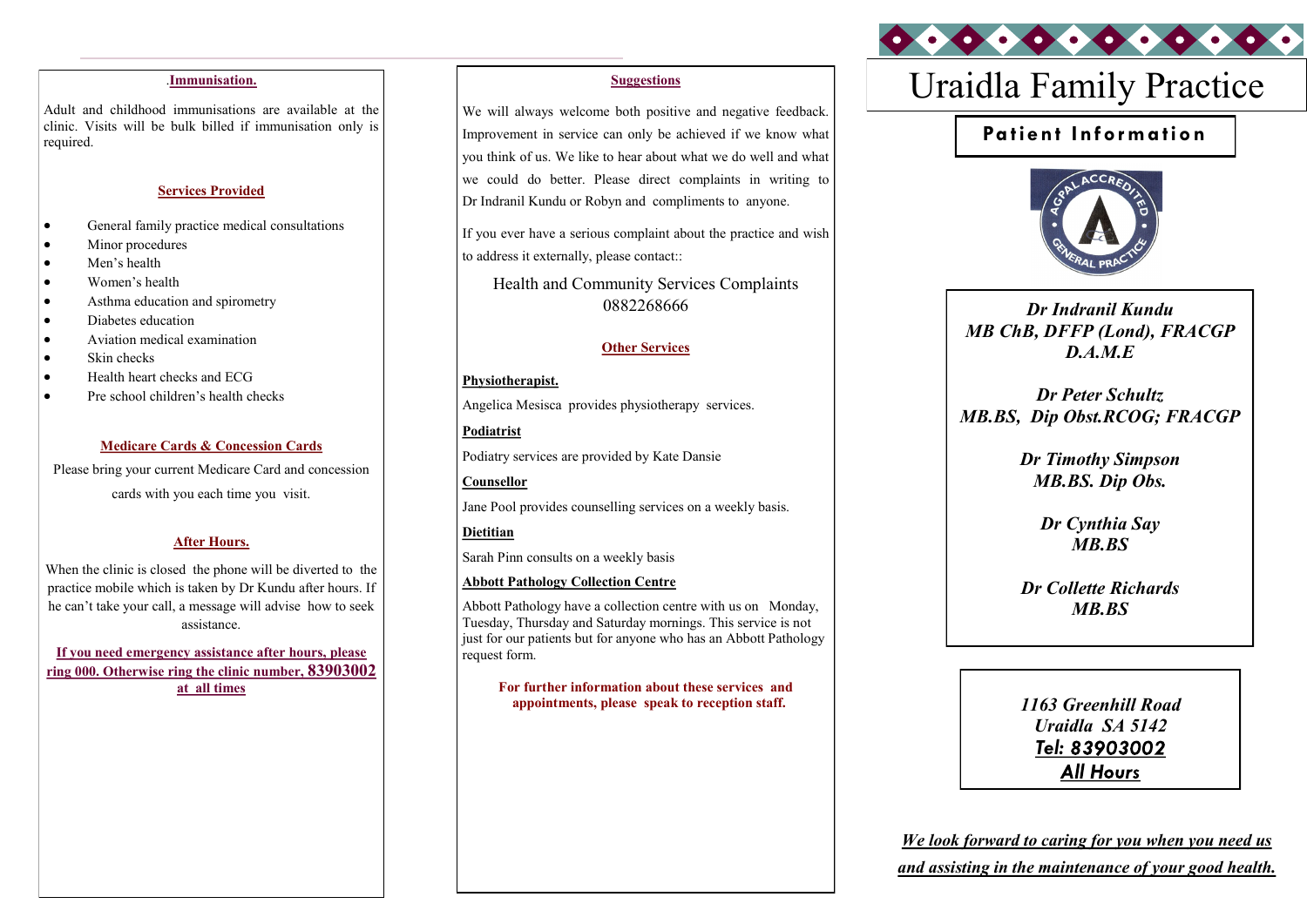## .Immunisation.

Adult and childhood immunisations are available at the clinic. Visits will be bulk billed if immunisation only is required.

## Services Provided

- General family practice medical consultations
- Minor procedures
- Men's health
- Women's health
- Asthma education and spirometry
- Diabetes education
- Aviation medical examination
- Skin checks
- Health heart checks and ECG
- Pre school children's health checks

## Medicare Cards & Concession Cards

Please bring your current Medicare Card and concession cards with you each time you visit.

## After Hours.

When the clinic is closed the phone will be diverted to the practice mobile which is taken by Dr Kundu after hours. If he can't take your call, a message will advise how to seek assistance.

**If you need emergency assistance after hours, please ring 000. Otherwise ring the clinic number, 83903002 at all times**

## Suggestions

We will always welcome both positive and negative feedback. Improvement in service can only be achieved if we know what you think of us. We like to hear about what we do well and what we could do better. Please direct complaints in writing to Dr Indranil Kundu or Robyn and compliments to anyone.

If you ever have a serious complaint about the practice and wish to address it externally, please contact::

Health and Community Services Complaints
0882268666

## Other Services

**Physiotherapist.**

Angelica Mesisca provides physiotherapy services.

**Podiatrist**

Podiatry services are provided by Kate Dansie

**Counsellor**

Jane Pool provides counselling services on a weekly basis.

**Dietitian**

Sarah Pinn consults on a weekly basis

**Abbott Pathology Collection Centre**

Abbott Pathology have a collection centre with us on Monday, Tuesday, Thursday and Saturday mornings. This service is not just for our patients but for anyone who has an Abbott Pathology request form.

**For further information about these services and appointments, please speak to reception staff.**

# Uraidla Family Practice

## Patient Information

AGPAL ACCREDITED GENERAL PRACTICE

***Dr Indranil Kundu***
***MB ChB, DFFP (Lond), FRACGP D.A.M.E***

***Dr Peter Schultz***
***MB.BS, Dip Obst.RCOG; FRACGP***

***Dr Timothy Simpson***
***MB.BS. Dip Obs.***

***Dr Cynthia Say***
***MB.BS***

***Dr Collette Richards***
***MB.BS***

*1163 Greenhill Road*
*Uraidla SA 5142*
***Tel: 83903002***
***All Hours***

***We look forward to caring for you when you need us and assisting in the maintenance of your good health.***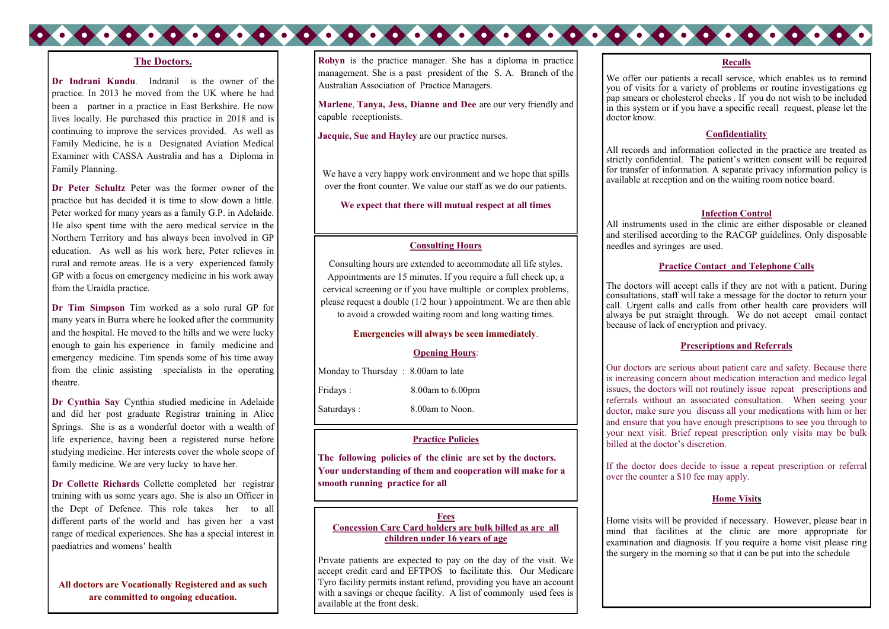## The Doctors.

**Dr Indrani Kundu**. Indranil is the owner of the practice. In 2013 he moved from the UK where he had been a partner in a practice in East Berkshire. He now lives locally. He purchased this practice in 2018 and is continuing to improve the services provided. As well as Family Medicine, he is a Designated Aviation Medical Examiner with CASSA Australia and has a Diploma in Family Planning.

**Dr Peter Schultz** Peter was the former owner of the practice but has decided it is time to slow down a little. Peter worked for many years as a family G.P. in Adelaide. He also spent time with the aero medical service in the Northern Territory and has always been involved in GP education. As well as his work here, Peter relieves in rural and remote areas. He is a very experienced family GP with a focus on emergency medicine in his work away from the Uraidla practice.

**Dr Tim Simpson** Tim worked as a solo rural GP for many years in Burra where he looked after the community and the hospital. He moved to the hills and we were lucky enough to gain his experience in family medicine and emergency medicine. Tim spends some of his time away from the clinic assisting specialists in the operating theatre.

**Dr Cynthia Say** Cynthia studied medicine in Adelaide and did her post graduate Registrar training in Alice Springs. She is as a wonderful doctor with a wealth of life experience, having been a registered nurse before studying medicine. Her interests cover the whole scope of family medicine. We are very lucky to have her.

**Dr Collette Richards** Collette completed her registrar training with us some years ago. She is also an Officer in the Dept of Defence. This role takes her to all different parts of the world and has given her a vast range of medical experiences. She has a special interest in paediatrics and womens' health

**All doctors are Vocationally Registered and as such are committed to ongoing education.**

**Robyn** is the practice manager. She has a diploma in practice management. She is a past president of the S. A. Branch of the Australian Association of Practice Managers.

**Marlene**, **Tanya, Jess, Dianne and Dee** are our very friendly and capable receptionists.

**Jacquie, Sue and Hayley** are our practice nurses.

We have a very happy work environment and we hope that spills over the front counter. We value our staff as we do our patients.

**We expect that there will mutual respect at all times**

## Consulting Hours

Consulting hours are extended to accommodate all life styles. Appointments are 15 minutes. If you require a full check up, a cervical screening or if you have multiple or complex problems, please request a double (1/2 hour ) appointment. We are then able to avoid a crowded waiting room and long waiting times.

**Emergencies will always be seen immediately**.

## Opening Hours:

Monday to Thursday : 8.00am to late

Fridays : 8.00am to 6.00pm

Saturdays : 8.00am to Noon.

## Practice Policies

**The following policies of the clinic are set by the doctors. Your understanding of them and cooperation will make for a smooth running practice for all**

## Fees

**Concession Care Card holders are bulk billed as are all children under 16 years of age**

Private patients are expected to pay on the day of the visit. We accept credit card and EFTPOS to facilitate this. Our Medicare Tyro facility permits instant refund, providing you have an account with a savings or cheque facility. A list of commonly used fees is available at the front desk.

## Recalls

We offer our patients a recall service, which enables us to remind you of visits for a variety of problems or routine investigations eg pap smears or cholesterol checks . If you do not wish to be included in this system or if you have a specific recall request, please let the doctor know.

## Confidentiality

All records and information collected in the practice are treated as strictly confidential. The patient's written consent will be required for transfer of information. A separate privacy information policy is available at reception and on the waiting room notice board.

## Infection Control

All instruments used in the clinic are either disposable or cleaned and sterilised according to the RACGP guidelines. Only disposable needles and syringes are used.

## Practice Contact and Telephone Calls

The doctors will accept calls if they are not with a patient. During consultations, staff will take a message for the doctor to return your call. Urgent calls and calls from other health care providers will always be put straight through. We do not accept email contact because of lack of encryption and privacy.

## Prescriptions and Referrals

Our doctors are serious about patient care and safety. Because there is increasing concern about medication interaction and medico legal issues, the doctors will not routinely issue repeat prescriptions and referrals without an associated consultation. When seeing your doctor, make sure you discuss all your medications with him or her and ensure that you have enough prescriptions to see you through to your next visit. Brief repeat prescription only visits may be bulk billed at the doctor's discretion.

If the doctor does decide to issue a repeat prescription or referral over the counter a $10 fee may apply.

## Home Visits

Home visits will be provided if necessary. However, please bear in mind that facilities at the clinic are more appropriate for examination and diagnosis. If you require a home visit please ring the surgery in the morning so that it can be put into the schedule